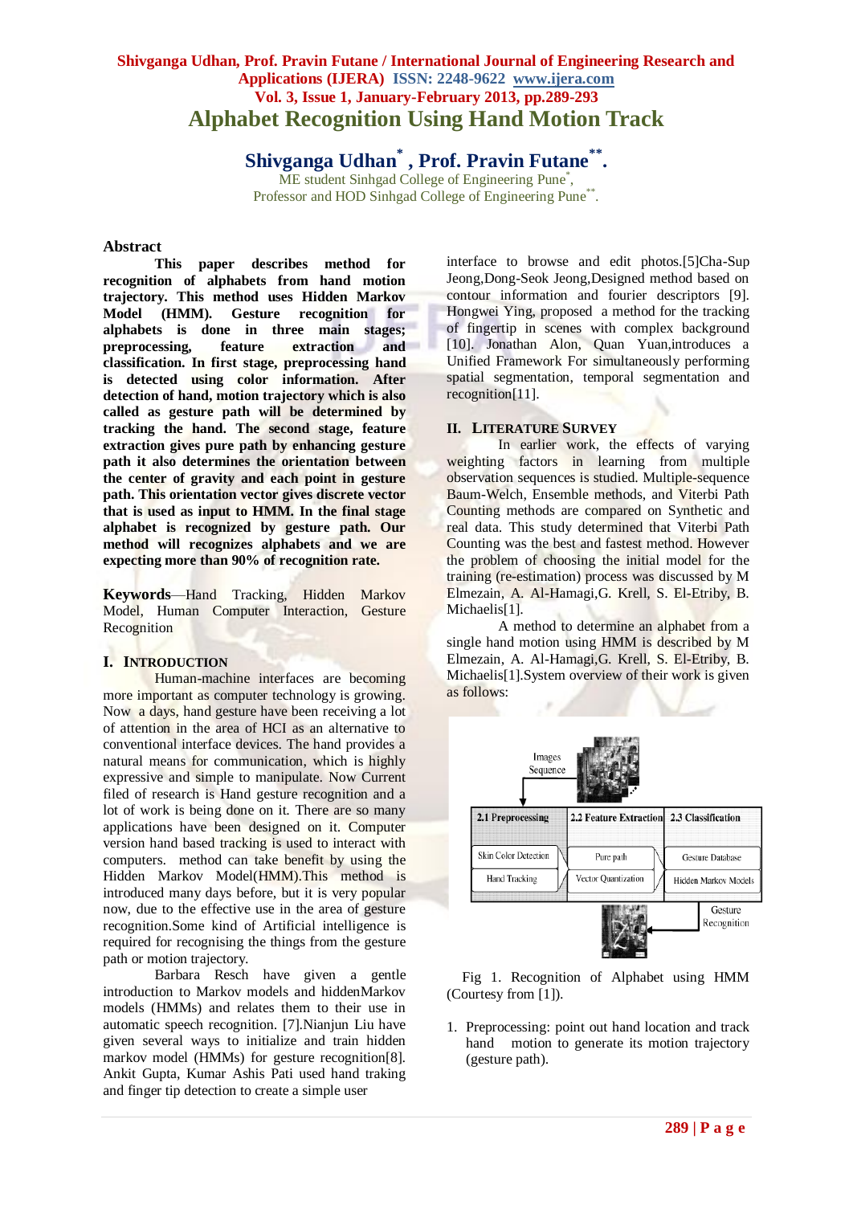# Alphabet Recognition Using Hand Motion Track

**Shivganga Udhan*, Prof. Pravin Futane**.**

ME student Sinhgad College of Engineering Pune*,
Professor and HOD Sinhgad College of Engineering Pune**.

## Abstract

**This paper describes method for recognition of alphabets from hand motion trajectory. This method uses Hidden Markov Model (HMM). Gesture recognition for alphabets is done in three main stages; preprocessing, feature extraction and classification. In first stage, preprocessing hand is detected using color information. After detection of hand, motion trajectory which is also called as gesture path will be determined by tracking the hand. The second stage, feature extraction gives pure path by enhancing gesture path it also determines the orientation between the center of gravity and each point in gesture path. This orientation vector gives discrete vector that is used as input to HMM. In the final stage alphabet is recognized by gesture path. Our method will recognizes alphabets and we are expecting more than 90% of recognition rate.**

**Keywords**—Hand Tracking, Hidden Markov Model, Human Computer Interaction, Gesture Recognition

## I. Introduction

Human-machine interfaces are becoming more important as computer technology is growing. Now a days, hand gesture have been receiving a lot of attention in the area of HCI as an alternative to conventional interface devices. The hand provides a natural means for communication, which is highly expressive and simple to manipulate. Now Current filed of research is Hand gesture recognition and a lot of work is being done on it. There are so many applications have been designed on it. Computer version hand based tracking is used to interact with computers. method can take benefit by using the Hidden Markov Model(HMM).This method is introduced many days before, but it is very popular now, due to the effective use in the area of gesture recognition.Some kind of Artificial intelligence is required for recognising the things from the gesture path or motion trajectory.

Barbara Resch have given a gentle introduction to Markov models and hiddenMarkov models (HMMs) and relates them to their use in automatic speech recognition. [7].Nianjun Liu have given several ways to initialize and train hidden markov model (HMMs) for gesture recognition[8]. Ankit Gupta, Kumar Ashis Pati used hand traking and finger tip detection to create a simple user interface to browse and edit photos.[5]Cha-Sup Jeong,Dong-Seok Jeong,Designed method based on contour information and fourier descriptors [9]. Hongwei Ying, proposed a method for the tracking of fingertip in scenes with complex background [10]. Jonathan Alon, Quan Yuan,introduces a Unified Framework For simultaneously performing spatial segmentation, temporal segmentation and recognition[11].

## II. Literature Survey

In earlier work, the effects of varying weighting factors in learning from multiple observation sequences is studied. Multiple-sequence Baum-Welch, Ensemble methods, and Viterbi Path Counting methods are compared on Synthetic and real data. This study determined that Viterbi Path Counting was the best and fastest method. However the problem of choosing the initial model for the training (re-estimation) process was discussed by M Elmezain, A. Al-Hamagi,G. Krell, S. El-Etriby, B. Michaelis[1].

A method to determine an alphabet from a single hand motion using HMM is described by M Elmezain, A. Al-Hamagi,G. Krell, S. El-Etriby, B. Michaelis[1].System overview of their work is given as follows:

Fig 1. Recognition of Alphabet using HMM (Courtesy from [1]).

1. Preprocessing: point out hand location and track hand motion to generate its motion trajectory (gesture path).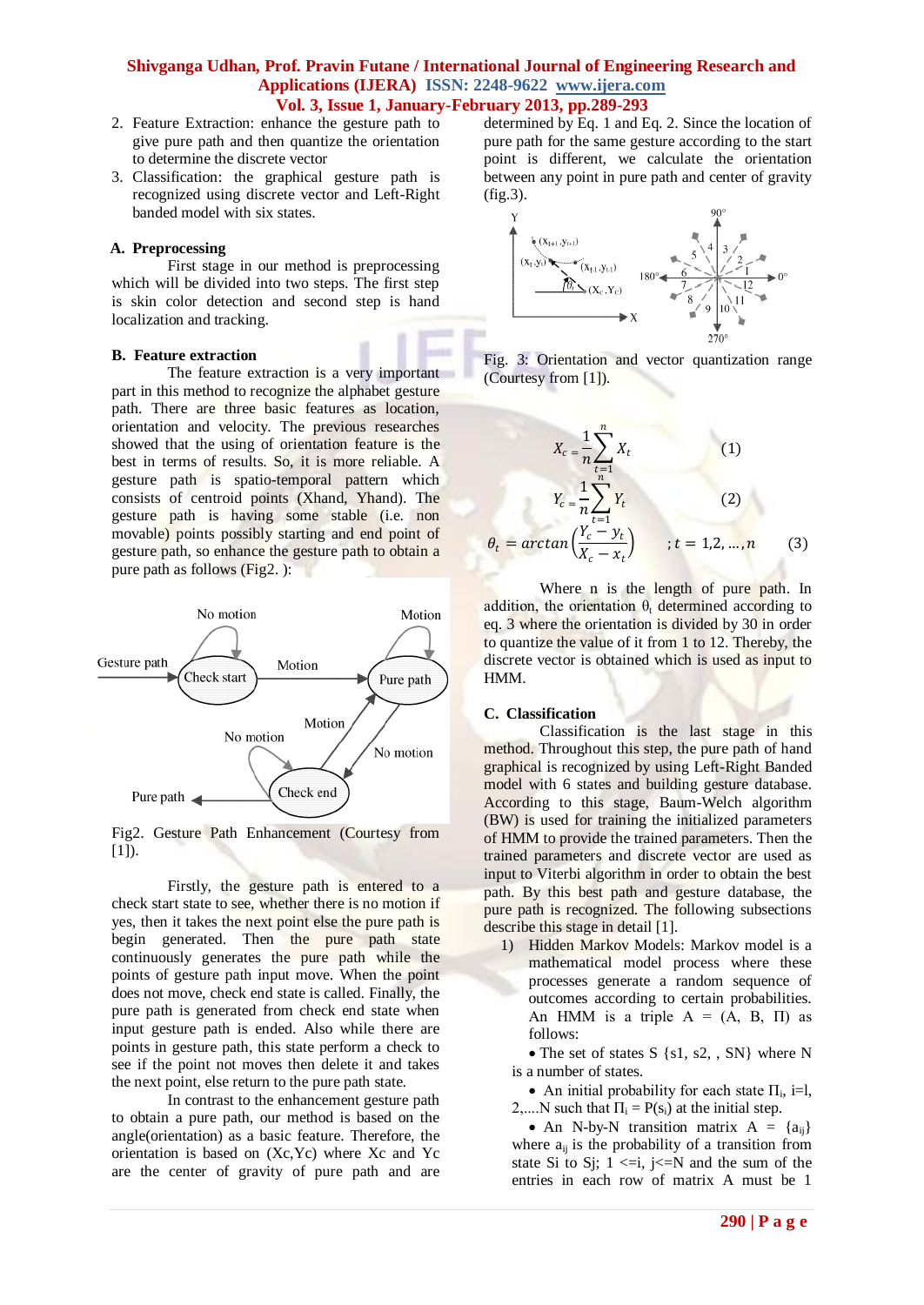2. Feature Extraction: enhance the gesture path to give pure path and then quantize the orientation to determine the discrete vector
3. Classification: the graphical gesture path is recognized using discrete vector and Left-Right banded model with six states.

### A. Preprocessing

First stage in our method is preprocessing which will be divided into two steps. The first step is skin color detection and second step is hand localization and tracking.

### B. Feature extraction

The feature extraction is a very important part in this method to recognize the alphabet gesture path. There are three basic features as location, orientation and velocity. The previous researches showed that the using of orientation feature is the best in terms of results. So, it is more reliable. A gesture path is spatio-temporal pattern which consists of centroid points (Xhand, Yhand). The gesture path is having some stable (i.e. non movable) points possibly starting and end point of gesture path, so enhance the gesture path to obtain a pure path as follows (Fig2. ):

Fig2. Gesture Path Enhancement (Courtesy from [1]).

Firstly, the gesture path is entered to a check start state to see, whether there is no motion if yes, then it takes the next point else the pure path is begin generated. Then the pure path state continuously generates the pure path while the points of gesture path input move. When the point does not move, check end state is called. Finally, the pure path is generated from check end state when input gesture path is ended. Also while there are points in gesture path, this state perform a check to see if the point not moves then delete it and takes the next point, else return to the pure path state.

In contrast to the enhancement gesture path to obtain a pure path, our method is based on the angle(orientation) as a basic feature. Therefore, the orientation is based on (Xc,Yc) where Xc and Yc are the center of gravity of pure path and are determined by Eq. 1 and Eq. 2. Since the location of pure path for the same gesture according to the start point is different, we calculate the orientation between any point in pure path and center of gravity (fig.3).

Fig. 3: Orientation and vector quantization range (Courtesy from [1]).

$$X_c = \frac{1}{n}\sum_{t=1}^{n} X_t \qquad (1)$$

$$Y_c = \frac{1}{n}\sum_{t=1}^{n} Y_t \qquad (2)$$

$$\theta_t = \arctan\left(\frac{Y_c - y_t}{X_c - x_t}\right) \quad ; t = 1,2,\ldots,n \qquad (3)$$

Where n is the length of pure path. In addition, the orientation $\theta_t$ determined according to eq. 3 where the orientation is divided by 30 in order to quantize the value of it from 1 to 12. Thereby, the discrete vector is obtained which is used as input to HMM.

### C. Classification

Classification is the last stage in this method. Throughout this step, the pure path of hand graphical is recognized by using Left-Right Banded model with 6 states and building gesture database. According to this stage, Baum-Welch algorithm (BW) is used for training the initialized parameters of HMM to provide the trained parameters. Then the trained parameters and discrete vector are used as input to Viterbi algorithm in order to obtain the best path. By this best path and gesture database, the pure path is recognized. The following subsections describe this stage in detail [1].

1) Hidden Markov Models: Markov model is a mathematical model process where these processes generate a random sequence of outcomes according to certain probabilities. An HMM is a triple A = (A, B, Π) as follows:

- The set of states S {s1, s2, , SN} where N is a number of states.
- An initial probability for each state $\Pi_i$, i=l, 2,....N such that $\Pi_i = P(s_i)$ at the initial step.
- An N-by-N transition matrix A = $\{a_{ij}\}$ where $a_{ij}$ is the probability of a transition from state Si to Sj; 1 <=i, j<=N and the sum of the entries in each row of matrix A must be 1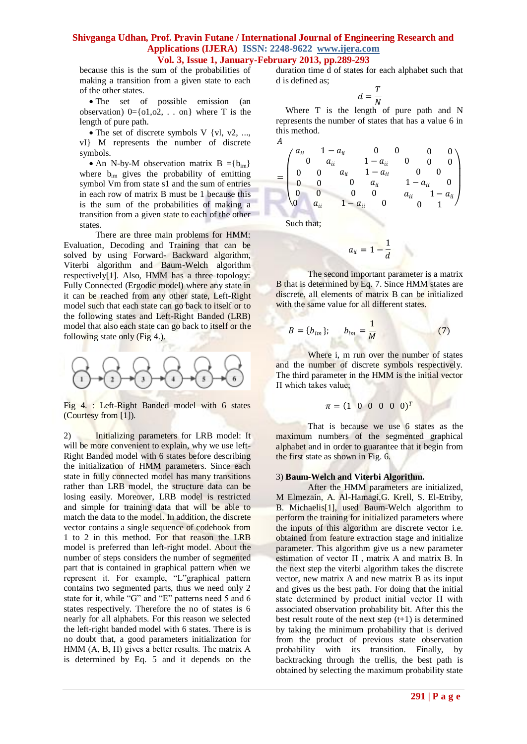because this is the sum of the probabilities of making a transition from a given state to each of the other states.

- The set of possible emission (an observation) 0={o1,o2, . . on} where T is the length of pure path.
- The set of discrete symbols V {vl, v2, ..., vI} M represents the number of discrete symbols.
- An N-by-M observation matrix B $=\{b_{im}\}$ where $b_{im}$ gives the probability of emitting symbol Vm from state s1 and the sum of entries in each row of matrix B must be 1 because this is the sum of the probabilities of making a transition from a given state to each of the other states.

There are three main problems for HMM: Evaluation, Decoding and Training that can be solved by using Forward- Backward algorithm, Viterbi algorithm and Baum-Welch algorithm respectively[1]. Also, HMM has a three topology: Fully Connected (Ergodic model) where any state in it can be reached from any other state, Left-Right model such that each state can go back to itself or to the following states and Left-Right Banded (LRB) model that also each state can go back to itself or the following state only (Fig 4.).

Fig 4. : Left-Right Banded model with 6 states (Courtesy from [1]).

2) Initializing parameters for LRB model: It will be more convenient to explain, why we use left-Right Banded model with 6 states before describing the initialization of HMM parameters. Since each state in fully connected model has many transitions rather than LRB model, the structure data can be losing easily. Moreover, LRB model is restricted and simple for training data that will be able to match the data to the model. In addition, the discrete vector contains a single sequence of codehook from 1 to 2 in this method. For that reason the LRB model is preferred than left-right model. About the number of steps considers the number of segmented part that is contained in graphical pattern when we represent it. For example, "L"graphical pattern contains two segmented parts, thus we need only 2 state for it, while "G" and "E" patterns need 5 and 6 states respectively. Therefore the no of states is 6 nearly for all alphabets. For this reason we selected the left-right banded model with 6 states. There is is no doubt that, a good parameters initialization for HMM (A, B, Π) gives a better results. The matrix A is determined by Eq. 5 and it depends on the duration time d of states for each alphabet such that d is defined as;

$$d = \frac{T}{N}$$

Where T is the length of pure path and N represents the number of states that has a value 6 in this method.

$$A = \begin{pmatrix} a_{ii} & 1-a_{ii} & 0 & 0 & 0 & 0 \\ 0 & a_{ii} & 1-a_{ii} & 0 & 0 & 0 \\ 0 & 0 & a_{ii} & 1-a_{ii} & 0 & 0 \\ 0 & 0 & 0 & a_{ii} & 1-a_{ii} & 0 \\ 0 & 0 & 0 & 0 & a_{ii} & 1-a_{ii} \\ 0 & a_{ii} & 1-a_{ii} & 0 & 0 & 1 \end{pmatrix}$$

Such that;

$$a_{ii} = 1 - \frac{1}{d}$$

The second important parameter is a matrix B that is determined by Eq. 7. Since HMM states are discrete, all elements of matrix B can be initialized with the same value for all different states.

$$B = \{b_{im}\}; \quad b_{im} = \frac{1}{M} \qquad (7)$$

Where i, m run over the number of states and the number of discrete symbols respectively. The third parameter in the HMM is the initial vector Π which takes value;

$$\pi = (1 \ \ 0 \ \ 0 \ \ 0 \ \ 0 \ \ 0)^T$$

That is because we use 6 states as the maximum numbers of the segmented graphical alphabet and in order to guarantee that it begin from the first state as shown in Fig. 6.

3) **Baum-Welch and Viterbi Algorithm.**

After the HMM parameters are initialized, M Elmezain, A. Al-Hamagi,G. Krell, S. El-Etriby, B. Michaelis[1], used Baum-Welch algorithm to perform the training for initialized parameters where the inputs of this algorithm are discrete vector i.e. obtained from feature extraction stage and initialize parameter. This algorithm give us a new parameter estimation of vector Π , matrix A and matrix B. In the next step the viterbi algorithm takes the discrete vector, new matrix A and new matrix B as its input and gives us the best path. For doing that the initial state determined by product initial vector Π with associated observation probability bit. After this the best result route of the next step (t+1) is determined by taking the minimum probability that is derived from the product of previous state observation probability with its transition. Finally, by backtracking through the trellis, the best path is obtained by selecting the maximum probability state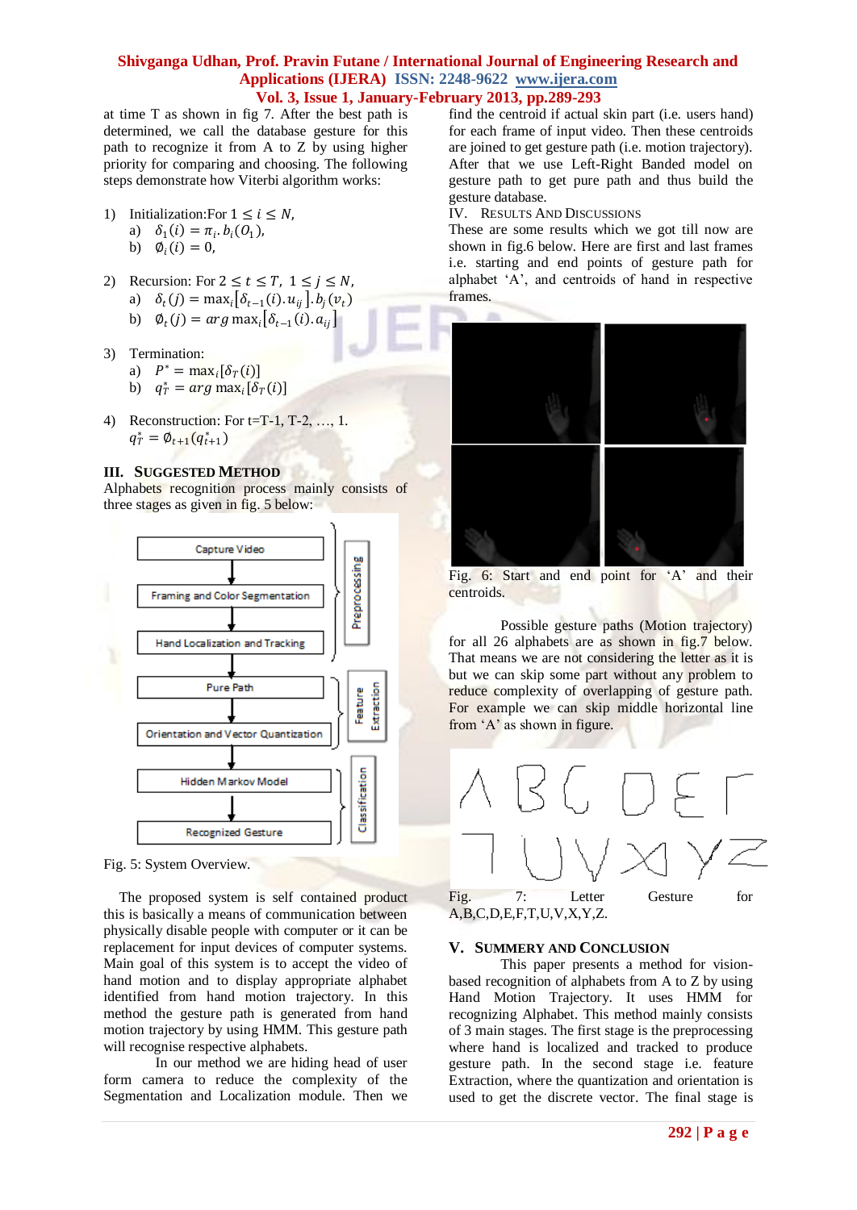at time T as shown in fig 7. After the best path is determined, we call the database gesture for this path to recognize it from A to Z by using higher priority for comparing and choosing. The following steps demonstrate how Viterbi algorithm works:

1) Initialization:For $1 \leq i \leq N$,
   a) $\delta_1(i) = \pi_i . b_i(O_1)$,
   b) $\emptyset_i(i) = 0$,

2) Recursion: For $2 \leq t \leq T,\ 1 \leq j \leq N$,
   a) $\delta_t(j) = \max_i[\delta_{t-1}(i).u_{ij}].b_j(v_t)$
   b) $\emptyset_t(j) = arg \max_i[\delta_{t-1}(i).a_{ij}]$

3) Termination:
   a) $P^* = \max_i[\delta_T(i)]$
   b) $q_T^* = arg \max_i[\delta_T(i)]$

4) Reconstruction: For t=T-1, T-2, …, 1.
   $q_T^* = \emptyset_{t+1}(q_{t+1}^*)$

## III. SUGGESTED METHOD

Alphabets recognition process mainly consists of three stages as given in fig. 5 below:

Capture Video → Framing and Color Segmentation → Hand Localization and Tracking (Preprocessing) → Pure Path → Orientation and Vector Quantization (Feature Extraction) → Hidden Markov Model → Recognized Gesture (Classification)

Fig. 5: System Overview.

The proposed system is self contained product this is basically a means of communication between physically disable people with computer or it can be replacement for input devices of computer systems. Main goal of this system is to accept the video of hand motion and to display appropriate alphabet identified from hand motion trajectory. In this method the gesture path is generated from hand motion trajectory by using HMM. This gesture path will recognise respective alphabets.

In our method we are hiding head of user form camera to reduce the complexity of the Segmentation and Localization module. Then we find the centroid if actual skin part (i.e. users hand) for each frame of input video. Then these centroids are joined to get gesture path (i.e. motion trajectory). After that we use Left-Right Banded model on gesture path to get pure path and thus build the gesture database.

## IV. RESULTS AND DISCUSSIONS

These are some results which we got till now are shown in fig.6 below. Here are first and last frames i.e. starting and end points of gesture path for alphabet 'A', and centroids of hand in respective frames.

Fig. 6: Start and end point for 'A' and their centroids.

Possible gesture paths (Motion trajectory) for all 26 alphabets are as shown in fig.7 below. That means we are not considering the letter as it is but we can skip some part without any problem to reduce complexity of overlapping of gesture path. For example we can skip middle horizontal line from 'A' as shown in figure.

Fig. 7: Letter Gesture for A,B,C,D,E,F,T,U,V,X,Y,Z.

## V. SUMMERY AND CONCLUSION

This paper presents a method for vision-based recognition of alphabets from A to Z by using Hand Motion Trajectory. It uses HMM for recognizing Alphabet. This method mainly consists of 3 main stages. The first stage is the preprocessing where hand is localized and tracked to produce gesture path. In the second stage i.e. feature Extraction, where the quantization and orientation is used to get the discrete vector. The final stage is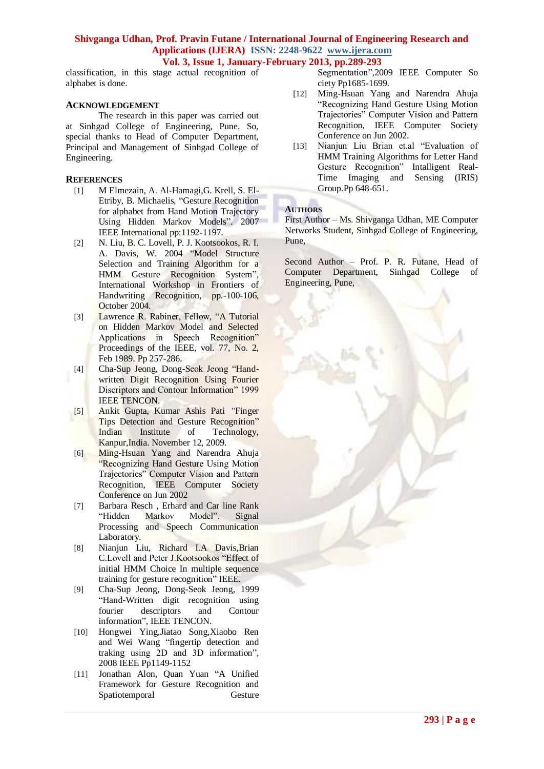classification, in this stage actual recognition of alphabet is done.

## ACKNOWLEDGEMENT

The research in this paper was carried out at Sinhgad College of Engineering, Pune. So, special thanks to Head of Computer Department, Principal and Management of Sinhgad College of Engineering.

## REFERENCES

[1] M Elmezain, A. Al-Hamagi,G. Krell, S. El-Etriby, B. Michaelis, "Gesture Recognition for alphabet from Hand Motion Trajectory Using Hidden Markov Models". 2007 IEEE International pp:1192-1197.

[2] N. Liu, B. C. Lovell, P. J. Kootsookos, R. I. A. Davis, W. 2004 "Model Structure Selection and Training Algorithm for a HMM Gesture Recognition System", International Workshop in Frontiers of Handwriting Recognition, pp.-100-106, October 2004.

[3] Lawrence R. Rabiner, Fellow, "A Tutorial on Hidden Markov Model and Selected Applications in Speech Recognition" Proceedings of the IEEE, vol. 77, No. 2, Feb 1989. Pp 257-286.

[4] Cha-Sup Jeong, Dong-Seok Jeong "Hand-written Digit Recognition Using Fourier Discriptors and Contour Information" 1999 IEEE TENCON.

[5] Ankit Gupta, Kumar Ashis Pati "Finger Tips Detection and Gesture Recognition" Indian Institute of Technology, Kanpur,India. November 12, 2009.

[6] Ming-Hsuan Yang and Narendra Ahuja "Recognizing Hand Gesture Using Motion Trajectories" Computer Vision and Pattern Recognition, IEEE Computer Society Conference on Jun 2002

[7] Barbara Resch , Erhard and Car line Rank "Hidden Markov Model". Signal Processing and Speech Communication Laboratory.

[8] Nianjun Liu, Richard I.A Davis,Brian C.Lovell and Peter J.Kootsookos "Effect of initial HMM Choice In multiple sequence training for gesture recognition" IEEE.

[9] Cha-Sup Jeong, Dong-Seok Jeong, 1999 "Hand-Written digit recognition using fourier descriptors and Contour information", IEEE TENCON.

[10] Hongwei Ying,Jiatao Song,Xiaobo Ren and Wei Wang "fingertip detection and traking using 2D and 3D information", 2008 IEEE Pp1149-1152

[11] Jonathan Alon, Quan Yuan "A Unified Framework for Gesture Recognition and Spatiotemporal Gesture Segmentation",2009 IEEE Computer So ciety Pp1685-1699.

[12] Ming-Hsuan Yang and Narendra Ahuja "Recognizing Hand Gesture Using Motion Trajectories" Computer Vision and Pattern Recognition, IEEE Computer Society Conference on Jun 2002.

[13] Nianjun Liu Brian et.al "Evaluation of HMM Training Algorithms for Letter Hand Gesture Recognition" Intalligent Real-Time Imaging and Sensing (IRIS) Group.Pp 648-651.

## AUTHORS

First Author – Ms. Shivganga Udhan, ME Computer Networks Student, Sinhgad College of Engineering, Pune,

Second Author – Prof. P. R. Futane, Head of Computer Department, Sinhgad College of Engineering, Pune,